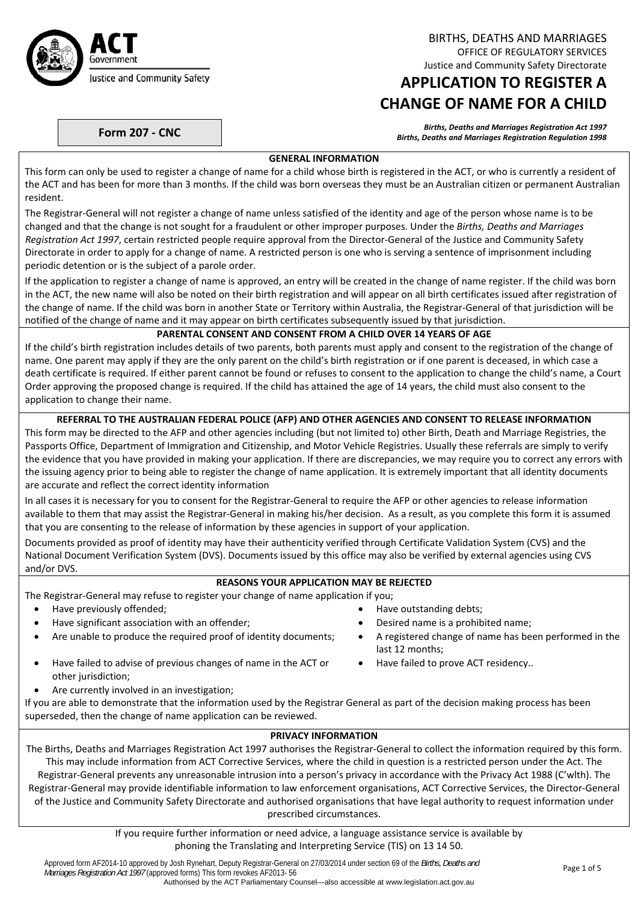ACT Government
Justice and Community Safety

BIRTHS, DEATHS AND MARRIAGES
OFFICE OF REGULATORY SERVICES
Justice and Community Safety Directorate

# APPLICATION TO REGISTER A CHANGE OF NAME FOR A CHILD

**Form 207 - CNC**

***Births, Deaths and Marriages Registration Act 1997***
***Births, Deaths and Marriages Registration Regulation 1998***

## GENERAL INFORMATION

This form can only be used to register a change of name for a child whose birth is registered in the ACT, or who is currently a resident of the ACT and has been for more than 3 months. If the child was born overseas they must be an Australian citizen or permanent Australian resident.

The Registrar-General will not register a change of name unless satisfied of the identity and age of the person whose name is to be changed and that the change is not sought for a fraudulent or other improper purposes. Under the *Births, Deaths and Marriages Registration Act 1997*, certain restricted people require approval from the Director-General of the Justice and Community Safety Directorate in order to apply for a change of name. A restricted person is one who is serving a sentence of imprisonment including periodic detention or is the subject of a parole order.

If the application to register a change of name is approved, an entry will be created in the change of name register. If the child was born in the ACT, the new name will also be noted on their birth registration and will appear on all birth certificates issued after registration of the change of name. If the child was born in another State or Territory within Australia, the Registrar-General of that jurisdiction will be notified of the change of name and it may appear on birth certificates subsequently issued by that jurisdiction.

## PARENTAL CONSENT AND CONSENT FROM A CHILD OVER 14 YEARS OF AGE

If the child's birth registration includes details of two parents, both parents must apply and consent to the registration of the change of name. One parent may apply if they are the only parent on the child's birth registration or if one parent is deceased, in which case a death certificate is required. If either parent cannot be found or refuses to consent to the application to change the child's name, a Court Order approving the proposed change is required. If the child has attained the age of 14 years, the child must also consent to the application to change their name.

## REFERRAL TO THE AUSTRALIAN FEDERAL POLICE (AFP) AND OTHER AGENCIES AND CONSENT TO RELEASE INFORMATION

This form may be directed to the AFP and other agencies including (but not limited to) other Birth, Death and Marriage Registries, the Passports Office, Department of Immigration and Citizenship, and Motor Vehicle Registries. Usually these referrals are simply to verify the evidence that you have provided in making your application. If there are discrepancies, we may require you to correct any errors with the issuing agency prior to being able to register the change of name application. It is extremely important that all identity documents are accurate and reflect the correct identity information

In all cases it is necessary for you to consent for the Registrar-General to require the AFP or other agencies to release information available to them that may assist the Registrar-General in making his/her decision. As a result, as you complete this form it is assumed that you are consenting to the release of information by these agencies in support of your application.

Documents provided as proof of identity may have their authenticity verified through Certificate Validation System (CVS) and the National Document Verification System (DVS). Documents issued by this office may also be verified by external agencies using CVS and/or DVS.

## REASONS YOUR APPLICATION MAY BE REJECTED

The Registrar-General may refuse to register your change of name application if you;

- Have previously offended;
- Have significant association with an offender;
- Are unable to produce the required proof of identity documents;
- Have failed to advise of previous changes of name in the ACT or other jurisdiction;
- Are currently involved in an investigation;
- Have outstanding debts;
- Desired name is a prohibited name;
- A registered change of name has been performed in the last 12 months;
- Have failed to prove ACT residency..

If you are able to demonstrate that the information used by the Registrar General as part of the decision making process has been superseded, then the change of name application can be reviewed.

## PRIVACY INFORMATION

The Births, Deaths and Marriages Registration Act 1997 authorises the Registrar-General to collect the information required by this form. This may include information from ACT Corrective Services, where the child in question is a restricted person under the Act. The Registrar-General prevents any unreasonable intrusion into a person's privacy in accordance with the Privacy Act 1988 (C'wlth). The Registrar-General may provide identifiable information to law enforcement organisations, ACT Corrective Services, the Director-General of the Justice and Community Safety Directorate and authorised organisations that have legal authority to request information under prescribed circumstances.

If you require further information or need advice, a language assistance service is available by phoning the Translating and Interpreting Service (TIS) on 13 14 50.

Approved form AF2014-10 approved by Josh Rynehart, Deputy Registrar-General on 27/03/2014 under section 69 of the *Births, Deaths and Marriages Registration Act 1997* (approved forms) This form revokes AF2013- 56
Authorised by the ACT Parliamentary Counsel—also accessible at www.legislation.act.gov.au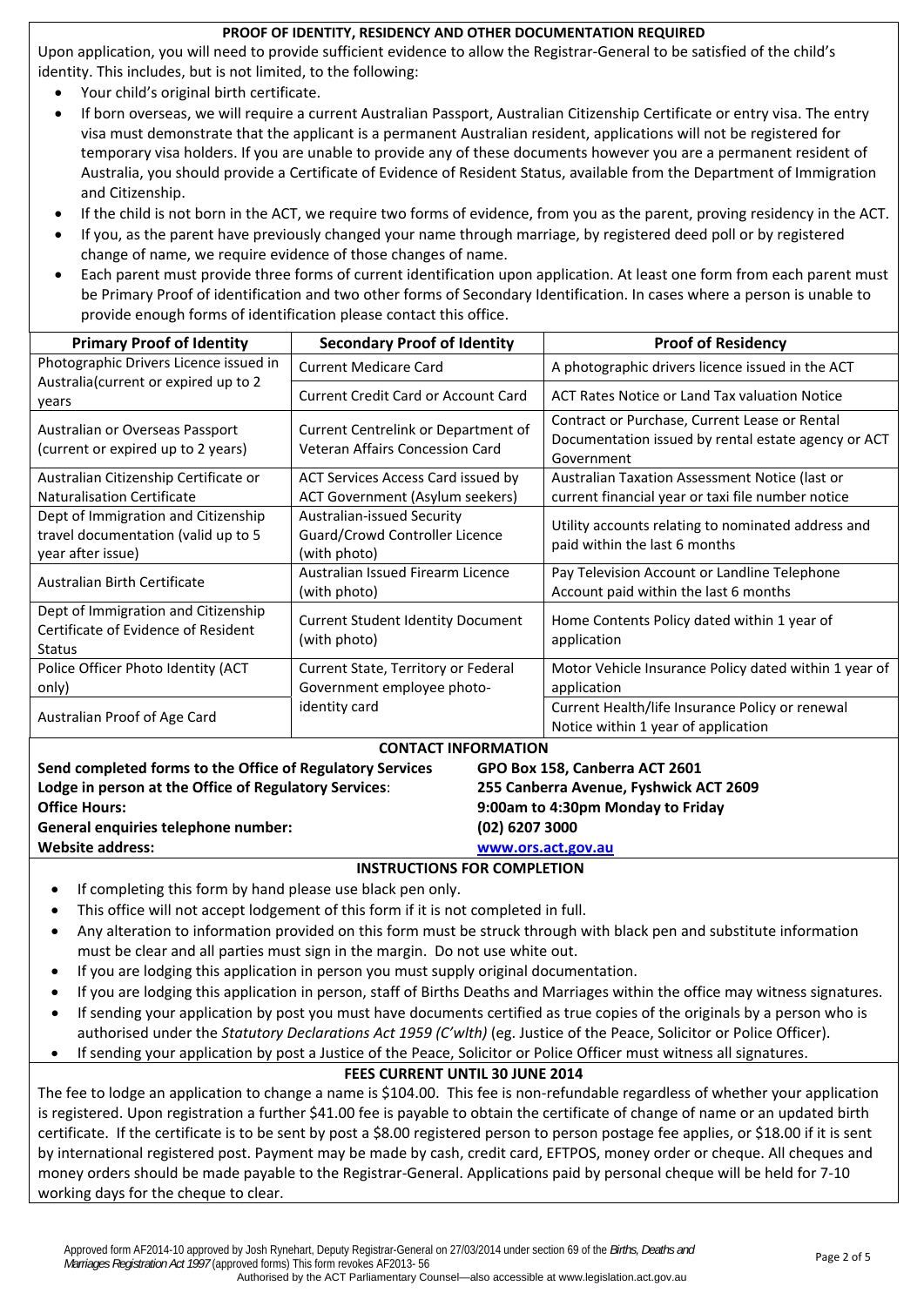## PROOF OF IDENTITY, RESIDENCY AND OTHER DOCUMENTATION REQUIRED

Upon application, you will need to provide sufficient evidence to allow the Registrar-General to be satisfied of the child's identity. This includes, but is not limited, to the following:

- Your child's original birth certificate.
- If born overseas, we will require a current Australian Passport, Australian Citizenship Certificate or entry visa. The entry visa must demonstrate that the applicant is a permanent Australian resident, applications will not be registered for temporary visa holders. If you are unable to provide any of these documents however you are a permanent resident of Australia, you should provide a Certificate of Evidence of Resident Status, available from the Department of Immigration and Citizenship.
- If the child is not born in the ACT, we require two forms of evidence, from you as the parent, proving residency in the ACT.
- If you, as the parent have previously changed your name through marriage, by registered deed poll or by registered change of name, we require evidence of those changes of name.
- Each parent must provide three forms of current identification upon application. At least one form from each parent must be Primary Proof of identification and two other forms of Secondary Identification. In cases where a person is unable to provide enough forms of identification please contact this office.

| Primary Proof of Identity | Secondary Proof of Identity | Proof of Residency |
|---|---|---|
| Photographic Drivers Licence issued in Australia(current or expired up to 2 years | Current Medicare Card | A photographic drivers licence issued in the ACT |
| | Current Credit Card or Account Card | ACT Rates Notice or Land Tax valuation Notice |
| Australian or Overseas Passport (current or expired up to 2 years) | Current Centrelink or Department of Veteran Affairs Concession Card | Contract or Purchase, Current Lease or Rental Documentation issued by rental estate agency or ACT Government |
| Australian Citizenship Certificate or Naturalisation Certificate | ACT Services Access Card issued by ACT Government (Asylum seekers) | Australian Taxation Assessment Notice (last or current financial year or taxi file number notice |
| Dept of Immigration and Citizenship travel documentation (valid up to 5 year after issue) | Australian-issued Security Guard/Crowd Controller Licence (with photo) | Utility accounts relating to nominated address and paid within the last 6 months |
| Australian Birth Certificate | Australian Issued Firearm Licence (with photo) | Pay Television Account or Landline Telephone Account paid within the last 6 months |
| Dept of Immigration and Citizenship Certificate of Evidence of Resident Status | Current Student Identity Document (with photo) | Home Contents Policy dated within 1 year of application |
| Police Officer Photo Identity (ACT only) | Current State, Territory or Federal Government employee photo-identity card | Motor Vehicle Insurance Policy dated within 1 year of application |
| Australian Proof of Age Card | | Current Health/life Insurance Policy or renewal Notice within 1 year of application |

## CONTACT INFORMATION

**Send completed forms to the Office of Regulatory Services** — **GPO Box 158, Canberra ACT 2601**
**Lodge in person at the Office of Regulatory Services**: **255 Canberra Avenue, Fyshwick ACT 2609**
**Office Hours:** **9:00am to 4:30pm Monday to Friday**
**General enquiries telephone number:** **(02) 6207 3000**
**Website address:** **www.ors.act.gov.au**

## INSTRUCTIONS FOR COMPLETION

- If completing this form by hand please use black pen only.
- This office will not accept lodgement of this form if it is not completed in full.
- Any alteration to information provided on this form must be struck through with black pen and substitute information must be clear and all parties must sign in the margin. Do not use white out.
- If you are lodging this application in person you must supply original documentation.
- If you are lodging this application in person, staff of Births Deaths and Marriages within the office may witness signatures.
- If sending your application by post you must have documents certified as true copies of the originals by a person who is authorised under the *Statutory Declarations Act 1959 (C'wlth)* (eg. Justice of the Peace, Solicitor or Police Officer).
- If sending your application by post a Justice of the Peace, Solicitor or Police Officer must witness all signatures.

## FEES CURRENT UNTIL 30 JUNE 2014

The fee to lodge an application to change a name is $104.00. This fee is non-refundable regardless of whether your application is registered. Upon registration a further $41.00 fee is payable to obtain the certificate of change of name or an updated birth certificate. If the certificate is to be sent by post a $8.00 registered person to person postage fee applies, or $18.00 if it is sent by international registered post. Payment may be made by cash, credit card, EFTPOS, money order or cheque. All cheques and money orders should be made payable to the Registrar-General. Applications paid by personal cheque will be held for 7-10 working days for the cheque to clear.

Approved form AF2014-10 approved by Josh Rynehart, Deputy Registrar-General on 27/03/2014 under section 69 of the *Births, Deaths and Marriages Registration Act 1997* (approved forms) This form revokes AF2013- 56
Authorised by the ACT Parliamentary Counsel—also accessible at www.legislation.act.gov.au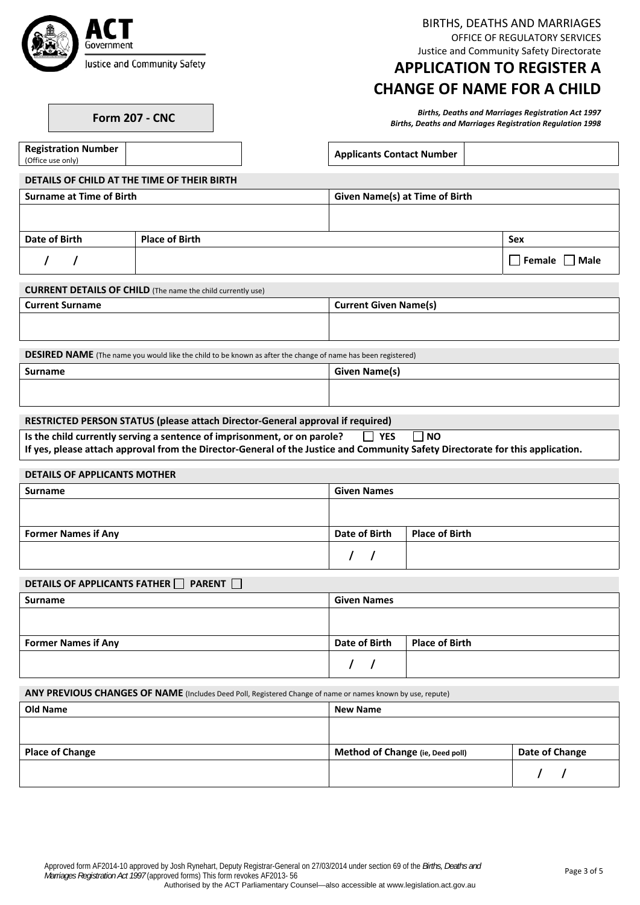BIRTHS, DEATHS AND MARRIAGES
OFFICE OF REGULATORY SERVICES
Justice and Community Safety Directorate

# APPLICATION TO REGISTER A CHANGE OF NAME FOR A CHILD

**Form 207 - CNC**

***Births, Deaths and Marriages Registration Act 1997***
***Births, Deaths and Marriages Registration Regulation 1998***

| **Registration Number** (Office use only) | | **Applicants Contact Number** | |
|---|---|---|---|

**DETAILS OF CHILD AT THE TIME OF THEIR BIRTH**

| **Surname at Time of Birth** | | **Given Name(s) at Time of Birth** | |
|---|---|---|---|
| | | | |
| **Date of Birth** | **Place of Birth** | | **Sex** |
| / / | | | ☐ **Female** ☐ **Male** |

**CURRENT DETAILS OF CHILD** (The name the child currently use)

| **Current Surname** | **Current Given Name(s)** |
|---|---|
| | |

**DESIRED NAME** (The name you would like the child to be known as after the change of name has been registered)

| **Surname** | **Given Name(s)** |
|---|---|
| | |

**RESTRICTED PERSON STATUS (please attach Director-General approval if required)**

**Is the child currently serving a sentence of imprisonment, or on parole?** ☐ **YES** ☐ **NO**
**If yes, please attach approval from the Director-General of the Justice and Community Safety Directorate for this application.**

**DETAILS OF APPLICANTS MOTHER**

| **Surname** | **Given Names** | |
|---|---|---|
| | | |
| **Former Names if Any** | **Date of Birth** | **Place of Birth** |
| | / / | |

**DETAILS OF APPLICANTS FATHER** ☐ **PARENT** ☐

| **Surname** | **Given Names** | |
|---|---|---|
| | | |
| **Former Names if Any** | **Date of Birth** | **Place of Birth** |
| | / / | |

**ANY PREVIOUS CHANGES OF NAME** (Includes Deed Poll, Registered Change of name or names known by use, repute)

| **Old Name** | **New Name** | |
|---|---|---|
| | | |
| **Place of Change** | **Method of Change (ie, Deed poll)** | **Date of Change** |
| | | / / |

Approved form AF2014-10 approved by Josh Rynehart, Deputy Registrar-General on 27/03/2014 under section 69 of the *Births, Deaths and Marriages Registration Act 1997* (approved forms) This form revokes AF2013- 56
Authorised by the ACT Parliamentary Counsel—also accessible at www.legislation.act.gov.au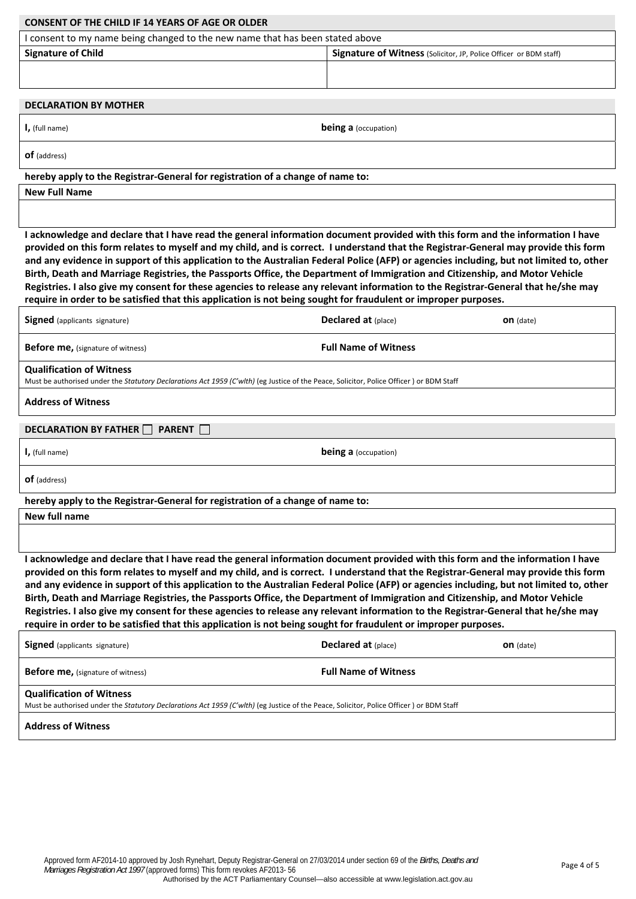## CONSENT OF THE CHILD IF 14 YEARS OF AGE OR OLDER

I consent to my name being changed to the new name that has been stated above

| **Signature of Child** | **Signature of Witness** (Solicitor, JP, Police Officer or BDM staff) |
| --- | --- |
| | |

## DECLARATION BY MOTHER

| **I,** (full name) | **being a** (occupation) |
| --- | --- |
| **of** (address) | |

**hereby apply to the Registrar-General for registration of a change of name to:**

**New Full Name**

**I acknowledge and declare that I have read the general information document provided with this form and the information I have provided on this form relates to myself and my child, and is correct. I understand that the Registrar-General may provide this form and any evidence in support of this application to the Australian Federal Police (AFP) or agencies including, but not limited to, other Birth, Death and Marriage Registries, the Passports Office, the Department of Immigration and Citizenship, and Motor Vehicle Registries. I also give my consent for these agencies to release any relevant information to the Registrar-General that he/she may require in order to be satisfied that this application is not being sought for fraudulent or improper purposes.**

| **Signed** (applicants signature) | **Declared at** (place) | **on** (date) |
| --- | --- | --- |
| **Before me,** (signature of witness) | **Full Name of Witness** | |

**Qualification of Witness**
Must be authorised under the *Statutory Declarations Act 1959 (C'wlth)* (eg Justice of the Peace, Solicitor, Police Officer ) or BDM Staff

**Address of Witness**

## DECLARATION BY FATHER ☐ PARENT ☐

| **I,** (full name) | **being a** (occupation) |
| --- | --- |
| **of** (address) | |

**hereby apply to the Registrar-General for registration of a change of name to:**

**New full name**

**I acknowledge and declare that I have read the general information document provided with this form and the information I have provided on this form relates to myself and my child, and is correct. I understand that the Registrar-General may provide this form and any evidence in support of this application to the Australian Federal Police (AFP) or agencies including, but not limited to, other Birth, Death and Marriage Registries, the Passports Office, the Department of Immigration and Citizenship, and Motor Vehicle Registries. I also give my consent for these agencies to release any relevant information to the Registrar-General that he/she may require in order to be satisfied that this application is not being sought for fraudulent or improper purposes.**

| **Signed** (applicants signature) | **Declared at** (place) | **on** (date) |
| --- | --- | --- |
| **Before me,** (signature of witness) | **Full Name of Witness** | |

**Qualification of Witness**
Must be authorised under the *Statutory Declarations Act 1959 (C'wlth)* (eg Justice of the Peace, Solicitor, Police Officer ) or BDM Staff

**Address of Witness**

Approved form AF2014-10 approved by Josh Rynehart, Deputy Registrar-General on 27/03/2014 under section 69 of the *Births, Deaths and Marriages Registration Act 1997* (approved forms) This form revokes AF2013- 56
Authorised by the ACT Parliamentary Counsel—also accessible at www.legislation.act.gov.au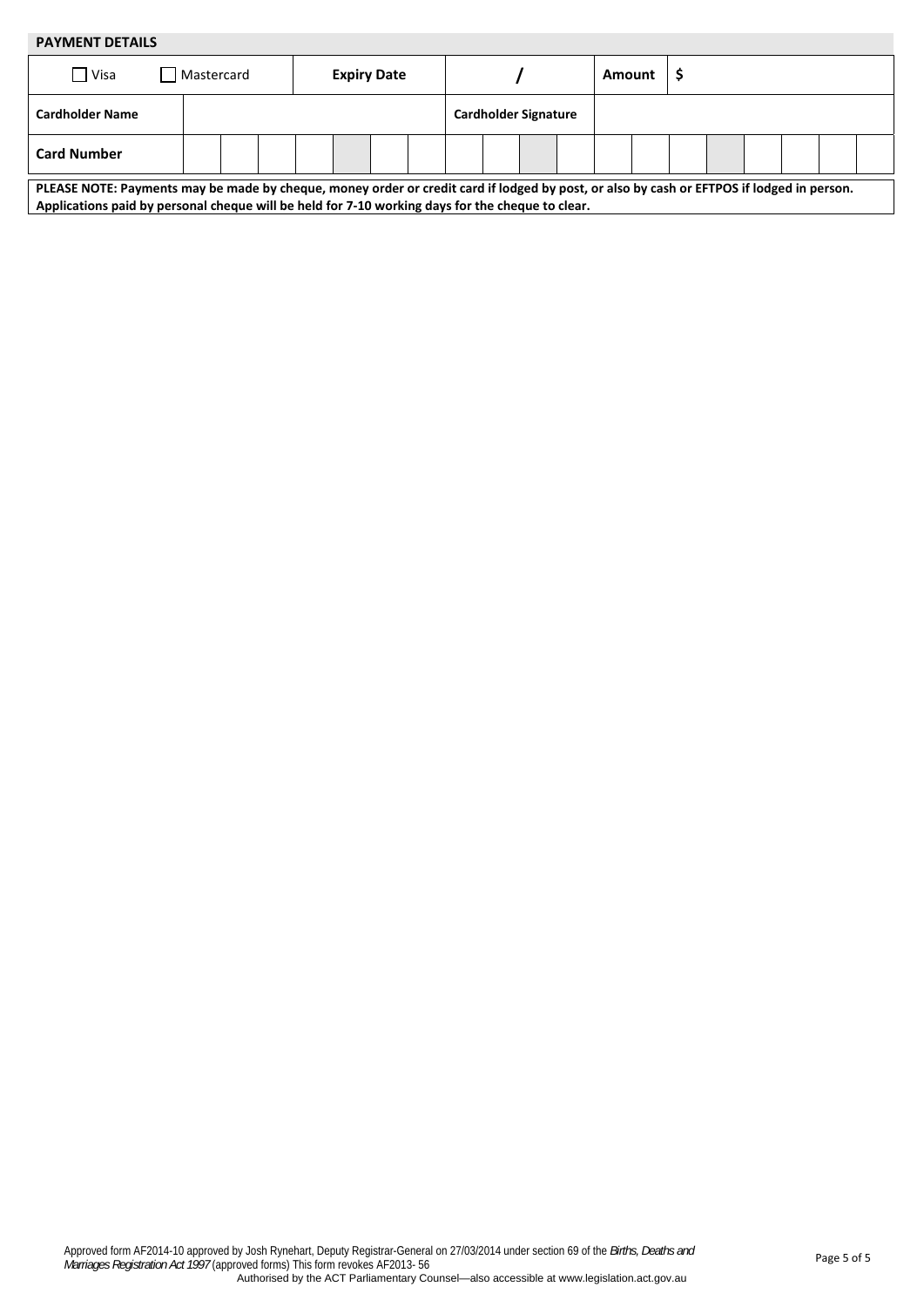## PAYMENT DETAILS

| | | | | | | |
|---|---|---|---|---|---|---|
| ☐ Visa | ☐ Mastercard | **Expiry Date** | / | **Amount** | $ | |
| **Cardholder Name** | | | **Cardholder Signature** | | | |
| **Card Number** | | | | | | |

**PLEASE NOTE: Payments may be made by cheque, money order or credit card if lodged by post, or also by cash or EFTPOS if lodged in person. Applications paid by personal cheque will be held for 7-10 working days for the cheque to clear.**

Approved form AF2014-10 approved by Josh Rynehart, Deputy Registrar-General on 27/03/2014 under section 69 of the *Births, Deaths and Marriages Registration Act 1997* (approved forms) This form revokes AF2013- 56

Authorised by the ACT Parliamentary Counsel—also accessible at www.legislation.act.gov.au